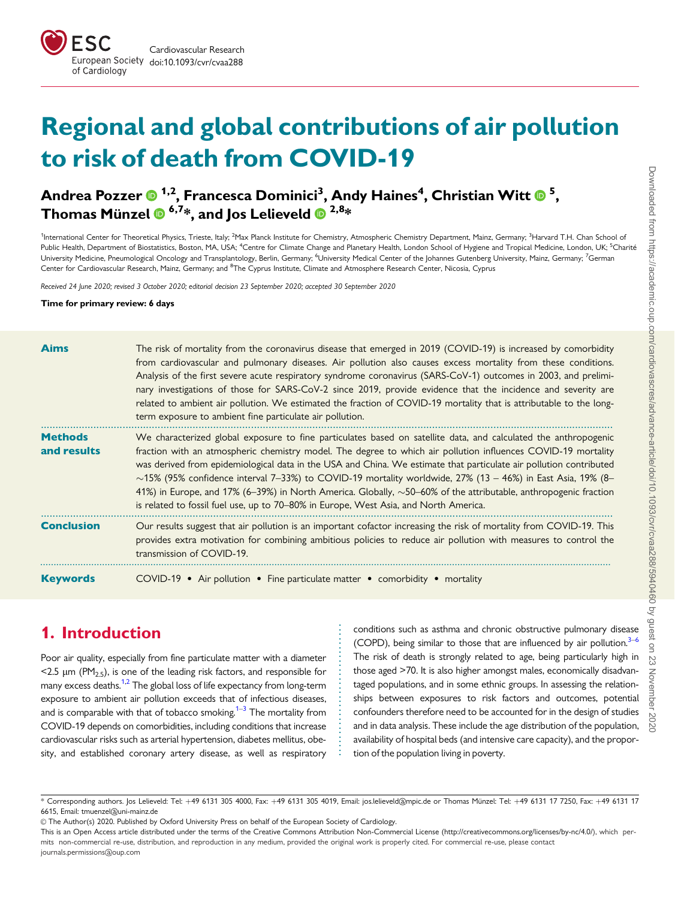# Regional and global contributions of air pollution to risk of death from COVID-19

**Andrea Pozzer [1,2], Francesca Dominici[3], Andy Haines[4], Christian Witt [5], Thomas Münzel [6,7]*, and Jos Lelieveld [2,8]***

[1]International Center for Theoretical Physics, Trieste, Italy; [2]Max Planck Institute for Chemistry, Atmospheric Chemistry Department, Mainz, Germany; [3]Harvard T.H. Chan School of Public Health, Department of Biostatistics, Boston, MA, USA; [4]Centre for Climate Change and Planetary Health, London School of Hygiene and Tropical Medicine, London, UK; [5]Charité University Medicine, Pneumological Oncology and Transplantology, Berlin, Germany; [6]University Medical Center of the Johannes Gutenberg University, Mainz, Germany; [7]German Center for Cardiovascular Research, Mainz, Germany; and [8]The Cyprus Institute, Climate and Atmosphere Research Center, Nicosia, Cyprus

*Received 24 June 2020; revised 3 October 2020; editorial decision 23 September 2020; accepted 30 September 2020*

**Time for primary review: 6 days**

**Aims** The risk of mortality from the coronavirus disease that emerged in 2019 (COVID-19) is increased by comorbidity from cardiovascular and pulmonary diseases. Air pollution also causes excess mortality from these conditions. Analysis of the first severe acute respiratory syndrome coronavirus (SARS-CoV-1) outcomes in 2003, and preliminary investigations of those for SARS-CoV-2 since 2019, provide evidence that the incidence and severity are related to ambient air pollution. We estimated the fraction of COVID-19 mortality that is attributable to the long-term exposure to ambient fine particulate air pollution.

**Methods and results** We characterized global exposure to fine particulates based on satellite data, and calculated the anthropogenic fraction with an atmospheric chemistry model. The degree to which air pollution influences COVID-19 mortality was derived from epidemiological data in the USA and China. We estimate that particulate air pollution contributed ∼15% (95% confidence interval 7–33%) to COVID-19 mortality worldwide, 27% (13 – 46%) in East Asia, 19% (8–41%) in Europe, and 17% (6–39%) in North America. Globally, ∼50–60% of the attributable, anthropogenic fraction is related to fossil fuel use, up to 70–80% in Europe, West Asia, and North America.

**Conclusion** Our results suggest that air pollution is an important cofactor increasing the risk of mortality from COVID-19. This provides extra motivation for combining ambitious policies to reduce air pollution with measures to control the transmission of COVID-19.

**Keywords** COVID-19 • Air pollution • Fine particulate matter • comorbidity • mortality

## 1. Introduction

Poor air quality, especially from fine particulate matter with a diameter <2.5 µm ($PM_{2.5}$), is one of the leading risk factors, and responsible for many excess deaths.[1,2] The global loss of life expectancy from long-term exposure to ambient air pollution exceeds that of infectious diseases, and is comparable with that of tobacco smoking.[1–3] The mortality from COVID-19 depends on comorbidities, including conditions that increase cardiovascular risks such as arterial hypertension, diabetes mellitus, obesity, and established coronary artery disease, as well as respiratory conditions such as asthma and chronic obstructive pulmonary disease (COPD), being similar to those that are influenced by air pollution.[3–6] The risk of death is strongly related to age, being particularly high in those aged >70. It is also higher amongst males, economically disadvantaged populations, and in some ethnic groups. In assessing the relationships between exposures to risk factors and outcomes, potential confounders therefore need to be accounted for in the design of studies and in data analysis. These include the age distribution of the population, availability of hospital beds (and intensive care capacity), and the proportion of the population living in poverty.

\* Corresponding authors. Jos Lelieveld: Tel: +49 6131 305 4000, Fax: +49 6131 305 4019, Email: jos.lelieveld@mpic.de or Thomas Münzel: Tel: +49 6131 17 7250, Fax: +49 6131 17 6615, Email: tmuenzel@uni-mainz.de

© The Author(s) 2020. Published by Oxford University Press on behalf of the European Society of Cardiology.

This is an Open Access article distributed under the terms of the Creative Commons Attribution Non-Commercial License (http://creativecommons.org/licenses/by-nc/4.0/), which permits non-commercial re-use, distribution, and reproduction in any medium, provided the original work is properly cited. For commercial re-use, please contact journals.permissions@oup.com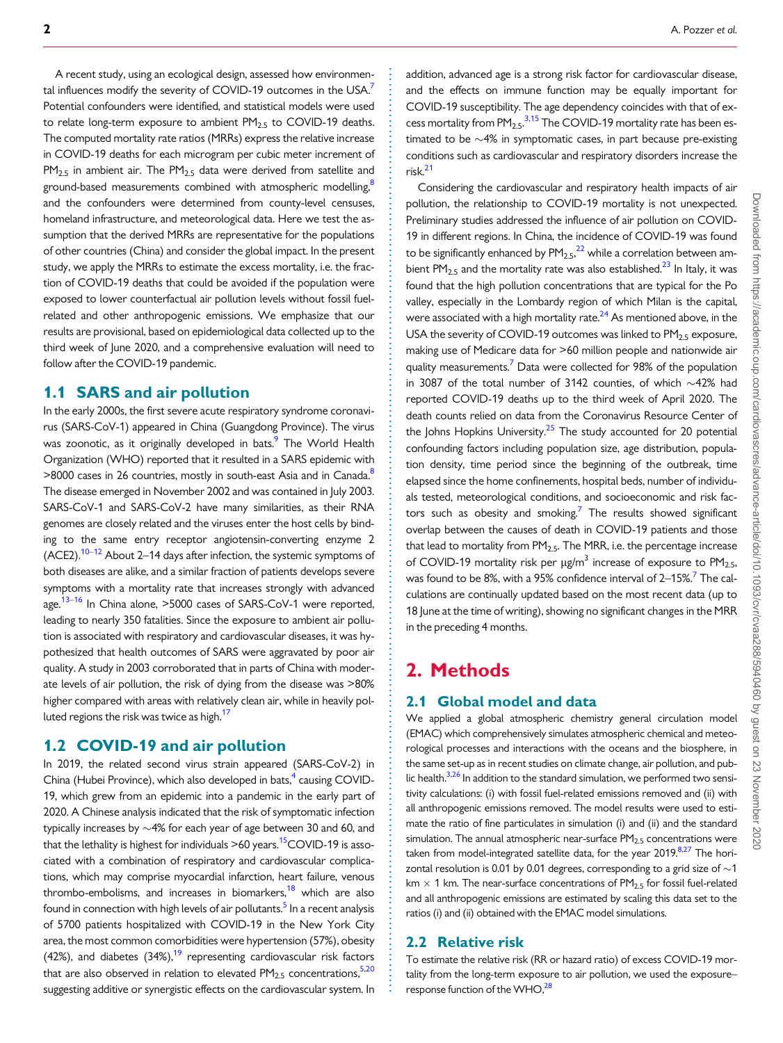A recent study, using an ecological design, assessed how environmental influences modify the severity of COVID-19 outcomes in the USA.[7] Potential confounders were identified, and statistical models were used to relate long-term exposure to ambient $PM_{2.5}$ to COVID-19 deaths. The computed mortality rate ratios (MRRs) express the relative increase in COVID-19 deaths for each microgram per cubic meter increment of $PM_{2.5}$ in ambient air. The $PM_{2.5}$ data were derived from satellite and ground-based measurements combined with atmospheric modelling,[8] and the confounders were determined from county-level censuses, homeland infrastructure, and meteorological data. Here we test the assumption that the derived MRRs are representative for the populations of other countries (China) and consider the global impact. In the present study, we apply the MRRs to estimate the excess mortality, i.e. the fraction of COVID-19 deaths that could be avoided if the population were exposed to lower counterfactual air pollution levels without fossil fuel-related and other anthropogenic emissions. We emphasize that our results are provisional, based on epidemiological data collected up to the third week of June 2020, and a comprehensive evaluation will need to follow after the COVID-19 pandemic.

## 1.1 SARS and air pollution

In the early 2000s, the first severe acute respiratory syndrome coronavirus (SARS-CoV-1) appeared in China (Guangdong Province). The virus was zoonotic, as it originally developed in bats.[9] The World Health Organization (WHO) reported that it resulted in a SARS epidemic with >8000 cases in 26 countries, mostly in south-east Asia and in Canada.[8] The disease emerged in November 2002 and was contained in July 2003. SARS-CoV-1 and SARS-CoV-2 have many similarities, as their RNA genomes are closely related and the viruses enter the host cells by binding to the same entry receptor angiotensin-converting enzyme 2 (ACE2).[10–12] About 2–14 days after infection, the systemic symptoms of both diseases are alike, and a similar fraction of patients develops severe symptoms with a mortality rate that increases strongly with advanced age.[13–16] In China alone, >5000 cases of SARS-CoV-1 were reported, leading to nearly 350 fatalities. Since the exposure to ambient air pollution is associated with respiratory and cardiovascular diseases, it was hypothesized that health outcomes of SARS were aggravated by poor air quality. A study in 2003 corroborated that in parts of China with moderate levels of air pollution, the risk of dying from the disease was >80% higher compared with areas with relatively clean air, while in heavily polluted regions the risk was twice as high.[17]

## 1.2 COVID-19 and air pollution

In 2019, the related second virus strain appeared (SARS-CoV-2) in China (Hubei Province), which also developed in bats,[4] causing COVID-19, which grew from an epidemic into a pandemic in the early part of 2020. A Chinese analysis indicated that the risk of symptomatic infection typically increases by ~4% for each year of age between 30 and 60, and that the lethality is highest for individuals >60 years.[15] COVID-19 is associated with a combination of respiratory and cardiovascular complications, which may comprise myocardial infarction, heart failure, venous thrombo-embolisms, and increases in biomarkers,[18] which are also found in connection with high levels of air pollutants.[5] In a recent analysis of 5700 patients hospitalized with COVID-19 in the New York City area, the most common comorbidities were hypertension (57%), obesity (42%), and diabetes (34%),[19] representing cardiovascular risk factors that are also observed in relation to elevated $PM_{2.5}$ concentrations,[5,20] suggesting additive or synergistic effects on the cardiovascular system. In addition, advanced age is a strong risk factor for cardiovascular disease, and the effects on immune function may be equally important for COVID-19 susceptibility. The age dependency coincides with that of excess mortality from $PM_{2.5}$.[3,15] The COVID-19 mortality rate has been estimated to be ~4% in symptomatic cases, in part because pre-existing conditions such as cardiovascular and respiratory disorders increase the risk.[21]

Considering the cardiovascular and respiratory health impacts of air pollution, the relationship to COVID-19 mortality is not unexpected. Preliminary studies addressed the influence of air pollution on COVID-19 in different regions. In China, the incidence of COVID-19 was found to be significantly enhanced by $PM_{2.5}$,[22] while a correlation between ambient $PM_{2.5}$ and the mortality rate was also established.[23] In Italy, it was found that the high pollution concentrations that are typical for the Po valley, especially in the Lombardy region of which Milan is the capital, were associated with a high mortality rate.[24] As mentioned above, in the USA the severity of COVID-19 outcomes was linked to $PM_{2.5}$ exposure, making use of Medicare data for >60 million people and nationwide air quality measurements.[7] Data were collected for 98% of the population in 3087 of the total number of 3142 counties, of which ~42% had reported COVID-19 deaths up to the third week of April 2020. The death counts relied on data from the Coronavirus Resource Center of the Johns Hopkins University.[25] The study accounted for 20 potential confounding factors including population size, age distribution, population density, time period since the beginning of the outbreak, time elapsed since the home confinements, hospital beds, number of individuals tested, meteorological conditions, and socioeconomic and risk factors such as obesity and smoking.[7] The results showed significant overlap between the causes of death in COVID-19 patients and those that lead to mortality from $PM_{2.5}$. The MRR, i.e. the percentage increase of COVID-19 mortality risk per μg/m$^3$ increase of exposure to $PM_{2.5}$, was found to be 8%, with a 95% confidence interval of 2–15%.[7] The calculations are continually updated based on the most recent data (up to 18 June at the time of writing), showing no significant changes in the MRR in the preceding 4 months.

# 2. Methods

## 2.1 Global model and data

We applied a global atmospheric chemistry general circulation model (EMAC) which comprehensively simulates atmospheric chemical and meteorological processes and interactions with the oceans and the biosphere, in the same set-up as in recent studies on climate change, air pollution, and public health.[3,26] In addition to the standard simulation, we performed two sensitivity calculations: (i) with fossil fuel-related emissions removed and (ii) with all anthropogenic emissions removed. The model results were used to estimate the ratio of fine particulates in simulation (i) and (ii) and the standard simulation. The annual atmospheric near-surface $PM_{2.5}$ concentrations were taken from model-integrated satellite data, for the year 2019.[8,27] The horizontal resolution is 0.01 by 0.01 degrees, corresponding to a grid size of ~1 km × 1 km. The near-surface concentrations of $PM_{2.5}$ for fossil fuel-related and all anthropogenic emissions are estimated by scaling this data set to the ratios (i) and (ii) obtained with the EMAC model simulations.

## 2.2 Relative risk

To estimate the relative risk (RR or hazard ratio) of excess COVID-19 mortality from the long-term exposure to air pollution, we used the exposure–response function of the WHO,[28]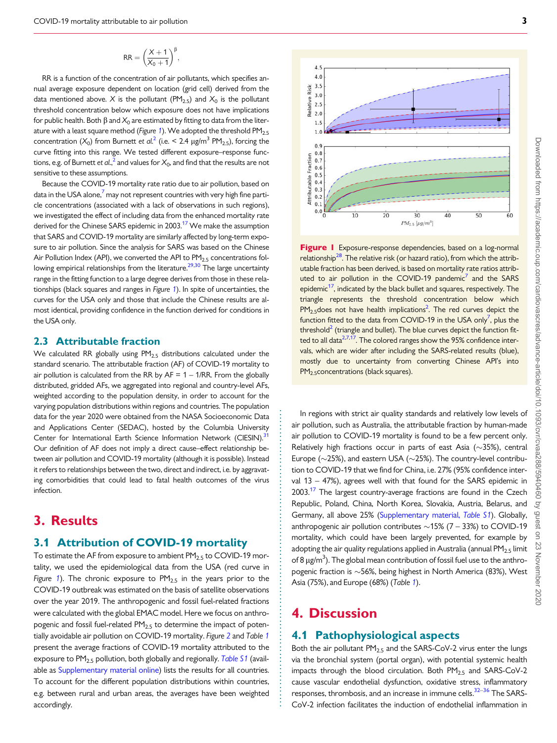$$\mathrm{RR} = \left(\frac{X+1}{X_0+1}\right)^{\beta},$$

RR is a function of the concentration of air pollutants, which specifies annual average exposure dependent on location (grid cell) derived from the data mentioned above. $X$ is the pollutant ($PM_{2.5}$) and $X_0$ is the pollutant threshold concentration below which exposure does not have implications for public health. Both $\beta$ and $X_0$ are estimated by fitting to data from the literature with a least square method (*Figure 1*). We adopted the threshold $PM_{2.5}$ concentration ($X_0$) from Burnett *et al.*[2] (i.e. < 2.4 $\mu g/m^3$ $PM_{2.5}$), forcing the curve fitting into this range. We tested different exposure–response functions, e.g. of Burnett *et al.*,[2] and values for $X_0$, and find that the results are not sensitive to these assumptions.

Because the COVID-19 mortality rate ratio due to air pollution, based on data in the USA alone,[7] may not represent countries with very high fine particle concentrations (associated with a lack of observations in such regions), we investigated the effect of including data from the enhanced mortality rate derived for the Chinese SARS epidemic in 2003.[17] We make the assumption that SARS and COVID-19 mortality are similarly affected by long-term exposure to air pollution. Since the analysis for SARS was based on the Chinese Air Pollution Index (API), we converted the API to $PM_{2.5}$ concentrations following empirical relationships from the literature.[29,30] The large uncertainty range in the fitting function to a large degree derives from those in these relationships (black squares and ranges in *Figure 1*). In spite of uncertainties, the curves for the USA only and those that include the Chinese results are almost identical, providing confidence in the function derived for conditions in the USA only.

## 2.3 Attributable fraction

We calculated RR globally using $PM_{2.5}$ distributions calculated under the standard scenario. The attributable fraction (AF) of COVID-19 mortality to air pollution is calculated from the RR by AF = 1 − 1/RR. From the globally distributed, gridded AFs, we aggregated into regional and country-level AFs, weighted according to the population density, in order to account for the varying population distributions within regions and countries. The population data for the year 2020 were obtained from the NASA Socioeconomic Data and Applications Center (SEDAC), hosted by the Columbia University Center for International Earth Science Information Network (CIESIN).[31] Our definition of AF does not imply a direct cause–effect relationship between air pollution and COVID-19 mortality (although it is possible). Instead it refers to relationships between the two, direct and indirect, i.e. by aggravating comorbidities that could lead to fatal health outcomes of the virus infection.

# 3. Results

## 3.1 Attribution of COVID-19 mortality

To estimate the AF from exposure to ambient $PM_{2.5}$ to COVID-19 mortality, we used the epidemiological data from the USA (red curve in *Figure 1*). The chronic exposure to $PM_{2.5}$ in the years prior to the COVID-19 outbreak was estimated on the basis of satellite observations over the year 2019. The anthropogenic and fossil fuel-related fractions were calculated with the global EMAC model. Here we focus on anthropogenic and fossil fuel-related $PM_{2.5}$ to determine the impact of potentially avoidable air pollution on COVID-19 mortality. *Figure 2* and *Table 1* present the average fractions of COVID-19 mortality attributed to the exposure to $PM_{2.5}$ pollution, both globally and regionally. *Table S1* (available as Supplementary material online) lists the results for all countries. To account for the different population distributions within countries, e.g. between rural and urban areas, the averages have been weighted accordingly.

**Figure 1** Exposure-response dependencies, based on a log-normal relationship[28]. The relative risk (or hazard ratio), from which the attributable fraction has been derived, is based on mortality rate ratios attributed to air pollution in the COVID-19 pandemic[7] and the SARS epidemic[17], indicated by the black bullet and squares, respectively. The triangle represents the threshold concentration below which $PM_{2.5}$ does not have health implications[2]. The red curves depict the function fitted to the data from COVID-19 in the USA only[7], plus the threshold[2] (triangle and bullet). The blue curves depict the function fitted to all data[2,7,17]. The colored ranges show the 95% confidence intervals, which are wider after including the SARS-related results (blue), mostly due to uncertainty from converting Chinese API's into $PM_{2.5}$ concentrations (black squares).

In regions with strict air quality standards and relatively low levels of air pollution, such as Australia, the attributable fraction by human-made air pollution to COVID-19 mortality is found to be a few percent only. Relatively high fractions occur in parts of east Asia (~35%), central Europe (~25%), and eastern USA (~25%). The country-level contribution to COVID-19 that we find for China, i.e. 27% (95% confidence interval 13 − 47%), agrees well with that found for the SARS epidemic in 2003.[17] The largest country-average fractions are found in the Czech Republic, Poland, China, North Korea, Slovakia, Austria, Belarus, and Germany, all above 25% (Supplementary material, *Table S1*). Globally, anthropogenic air pollution contributes ~15% (7 − 33%) to COVID-19 mortality, which could have been largely prevented, for example by adopting the air quality regulations applied in Australia (annual $PM_{2.5}$ limit of 8 $\mu g/m^3$). The global mean contribution of fossil fuel use to the anthropogenic fraction is ~56%, being highest in North America (83%), West Asia (75%), and Europe (68%) (*Table 1*).

# 4. Discussion

## 4.1 Pathophysiological aspects

Both the air pollutant $PM_{2.5}$ and the SARS-CoV-2 virus enter the lungs via the bronchial system (portal organ), with potential systemic health impacts through the blood circulation. Both $PM_{2.5}$ and SARS-CoV-2 cause vascular endothelial dysfunction, oxidative stress, inflammatory responses, thrombosis, and an increase in immune cells.[32–36] The SARS-CoV-2 infection facilitates the induction of endothelial inflammation in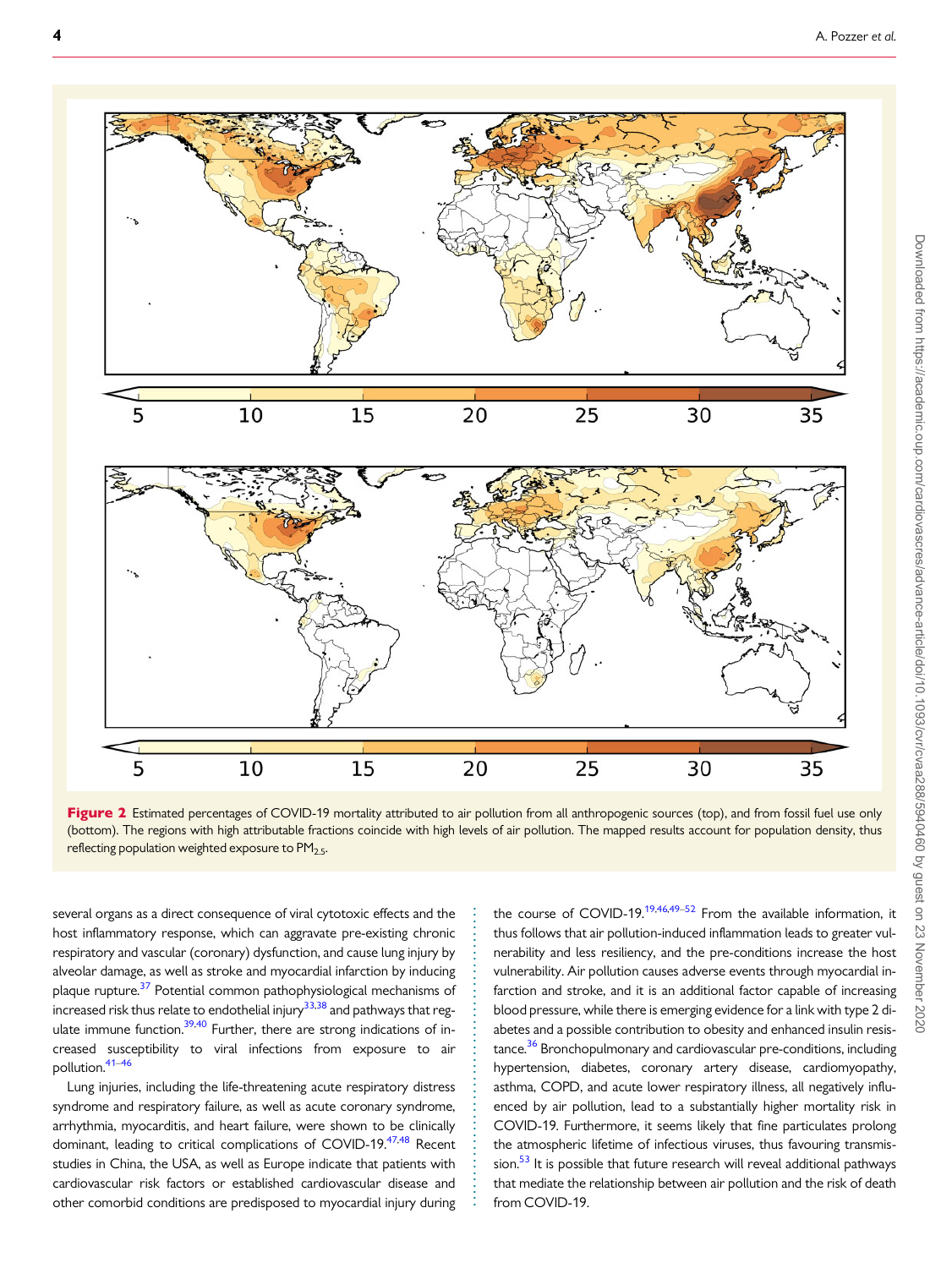**Figure 2** Estimated percentages of COVID-19 mortality attributed to air pollution from all anthropogenic sources (top), and from fossil fuel use only (bottom). The regions with high attributable fractions coincide with high levels of air pollution. The mapped results account for population density, thus reflecting population weighted exposure to $PM_{2.5}$.

several organs as a direct consequence of viral cytotoxic effects and the host inflammatory response, which can aggravate pre-existing chronic respiratory and vascular (coronary) dysfunction, and cause lung injury by alveolar damage, as well as stroke and myocardial infarction by inducing plaque rupture.[37] Potential common pathophysiological mechanisms of increased risk thus relate to endothelial injury[33,38] and pathways that regulate immune function.[39,40] Further, there are strong indications of increased susceptibility to viral infections from exposure to air pollution.[41–46]

Lung injuries, including the life-threatening acute respiratory distress syndrome and respiratory failure, as well as acute coronary syndrome, arrhythmia, myocarditis, and heart failure, were shown to be clinically dominant, leading to critical complications of COVID-19.[47,48] Recent studies in China, the USA, as well as Europe indicate that patients with cardiovascular risk factors or established cardiovascular disease and other comorbid conditions are predisposed to myocardial injury during the course of COVID-19.[19,46,49–52] From the available information, it thus follows that air pollution-induced inflammation leads to greater vulnerability and less resiliency, and the pre-conditions increase the host vulnerability. Air pollution causes adverse events through myocardial infarction and stroke, and it is an additional factor capable of increasing blood pressure, while there is emerging evidence for a link with type 2 diabetes and a possible contribution to obesity and enhanced insulin resistance.[36] Bronchopulmonary and cardiovascular pre-conditions, including hypertension, diabetes, coronary artery disease, cardiomyopathy, asthma, COPD, and acute lower respiratory illness, all negatively influenced by air pollution, lead to a substantially higher mortality risk in COVID-19. Furthermore, it seems likely that fine particulates prolong the atmospheric lifetime of infectious viruses, thus favouring transmission.[53] It is possible that future research will reveal additional pathways that mediate the relationship between air pollution and the risk of death from COVID-19.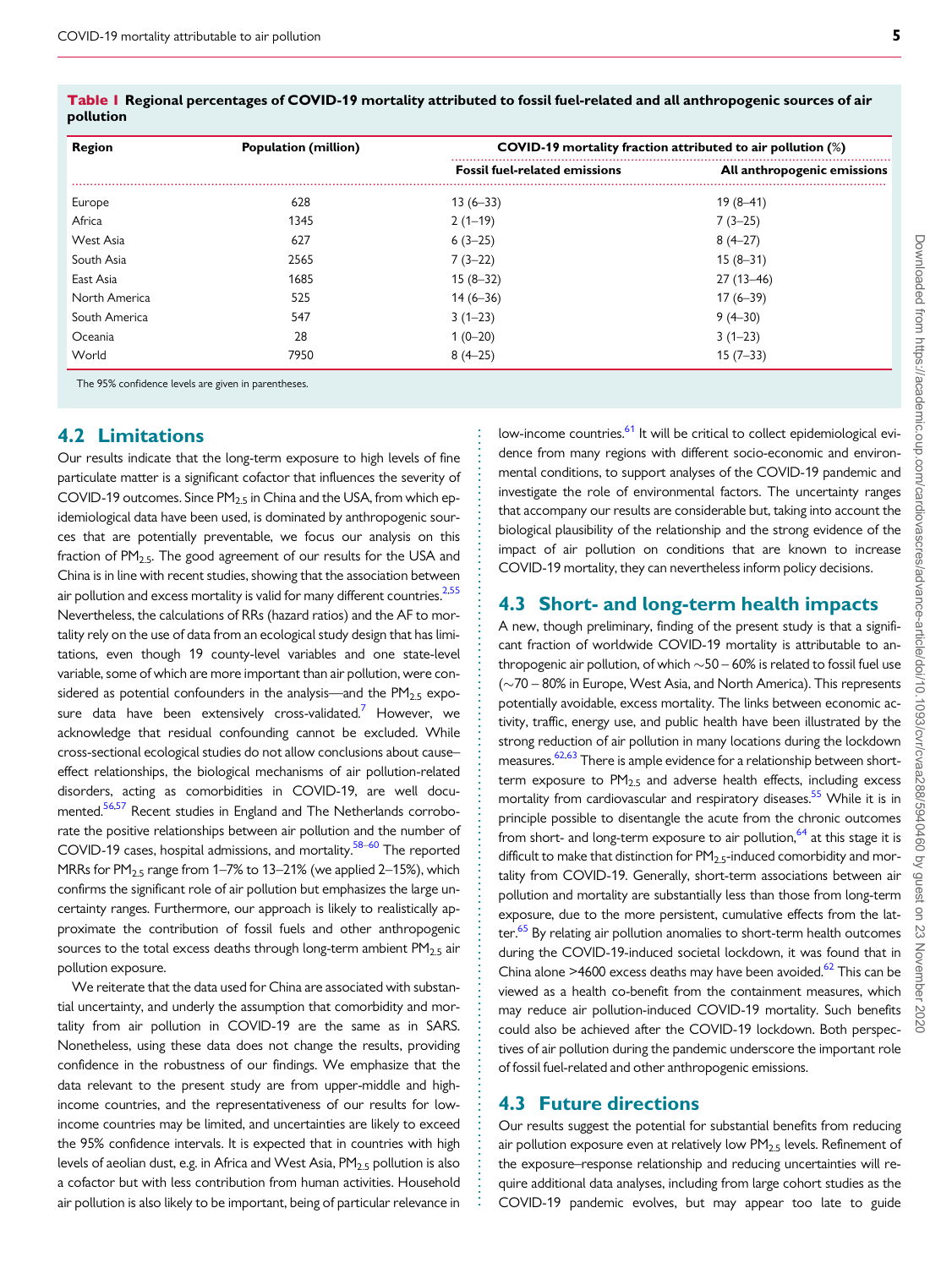**Table 1 Regional percentages of COVID-19 mortality attributed to fossil fuel-related and all anthropogenic sources of air pollution**

| Region | Population (million) | COVID-19 mortality fraction attributed to air pollution (%) | |
|---|---|---|---|
| | | Fossil fuel-related emissions | All anthropogenic emissions |
| Europe | 628 | 13 (6–33) | 19 (8–41) |
| Africa | 1345 | 2 (1–19) | 7 (3–25) |
| West Asia | 627 | 6 (3–25) | 8 (4–27) |
| South Asia | 2565 | 7 (3–22) | 15 (8–31) |
| East Asia | 1685 | 15 (8–32) | 27 (13–46) |
| North America | 525 | 14 (6–36) | 17 (6–39) |
| South America | 547 | 3 (1–23) | 9 (4–30) |
| Oceania | 28 | 1 (0–20) | 3 (1–23) |
| World | 7950 | 8 (4–25) | 15 (7–33) |

The 95% confidence levels are given in parentheses.

## 4.2 Limitations

Our results indicate that the long-term exposure to high levels of fine particulate matter is a significant cofactor that influences the severity of COVID-19 outcomes. Since $PM_{2.5}$ in China and the USA, from which epidemiological data have been used, is dominated by anthropogenic sources that are potentially preventable, we focus our analysis on this fraction of $PM_{2.5}$. The good agreement of our results for the USA and China is in line with recent studies, showing that the association between air pollution and excess mortality is valid for many different countries.[2,55] Nevertheless, the calculations of RRs (hazard ratios) and the AF to mortality rely on the use of data from an ecological study design that has limitations, even though 19 county-level variables and one state-level variable, some of which are more important than air pollution, were considered as potential confounders in the analysis—and the $PM_{2.5}$ exposure data have been extensively cross-validated.[7] However, we acknowledge that residual confounding cannot be excluded. While cross-sectional ecological studies do not allow conclusions about cause–effect relationships, the biological mechanisms of air pollution-related disorders, acting as comorbidities in COVID-19, are well documented.[56,57] Recent studies in England and The Netherlands corroborate the positive relationships between air pollution and the number of COVID-19 cases, hospital admissions, and mortality.[58–60] The reported MRRs for $PM_{2.5}$ range from 1–7% to 13–21% (we applied 2–15%), which confirms the significant role of air pollution but emphasizes the large uncertainty ranges. Furthermore, our approach is likely to realistically approximate the contribution of fossil fuels and other anthropogenic sources to the total excess deaths through long-term ambient $PM_{2.5}$ air pollution exposure.

We reiterate that the data used for China are associated with substantial uncertainty, and underly the assumption that comorbidity and mortality from air pollution in COVID-19 are the same as in SARS. Nonetheless, using these data does not change the results, providing confidence in the robustness of our findings. We emphasize that the data relevant to the present study are from upper-middle and high-income countries, and the representativeness of our results for low-income countries may be limited, and uncertainties are likely to exceed the 95% confidence intervals. It is expected that in countries with high levels of aeolian dust, e.g. in Africa and West Asia, $PM_{2.5}$ pollution is also a cofactor but with less contribution from human activities. Household air pollution is also likely to be important, being of particular relevance in low-income countries.[61] It will be critical to collect epidemiological evidence from many regions with different socio-economic and environmental conditions, to support analyses of the COVID-19 pandemic and investigate the role of environmental factors. The uncertainty ranges that accompany our results are considerable but, taking into account the biological plausibility of the relationship and the strong evidence of the impact of air pollution on conditions that are known to increase COVID-19 mortality, they can nevertheless inform policy decisions.

## 4.3 Short- and long-term health impacts

A new, though preliminary, finding of the present study is that a significant fraction of worldwide COVID-19 mortality is attributable to anthropogenic air pollution, of which ~50 – 60% is related to fossil fuel use (~70 – 80% in Europe, West Asia, and North America). This represents potentially avoidable, excess mortality. The links between economic activity, traffic, energy use, and public health have been illustrated by the strong reduction of air pollution in many locations during the lockdown measures.[62,63] There is ample evidence for a relationship between short-term exposure to $PM_{2.5}$ and adverse health effects, including excess mortality from cardiovascular and respiratory diseases.[55] While it is in principle possible to disentangle the acute from the chronic outcomes from short- and long-term exposure to air pollution,[64] at this stage it is difficult to make that distinction for $PM_{2.5}$-induced comorbidity and mortality from COVID-19. Generally, short-term associations between air pollution and mortality are substantially less than those from long-term exposure, due to the more persistent, cumulative effects from the latter.[65] By relating air pollution anomalies to short-term health outcomes during the COVID-19-induced societal lockdown, it was found that in China alone >4600 excess deaths may have been avoided.[62] This can be viewed as a health co-benefit from the containment measures, which may reduce air pollution-induced COVID-19 mortality. Such benefits could also be achieved after the COVID-19 lockdown. Both perspectives of air pollution during the pandemic underscore the important role of fossil fuel-related and other anthropogenic emissions.

## 4.3 Future directions

Our results suggest the potential for substantial benefits from reducing air pollution exposure even at relatively low $PM_{2.5}$ levels. Refinement of the exposure–response relationship and reducing uncertainties will require additional data analyses, including from large cohort studies as the COVID-19 pandemic evolves, but may appear too late to guide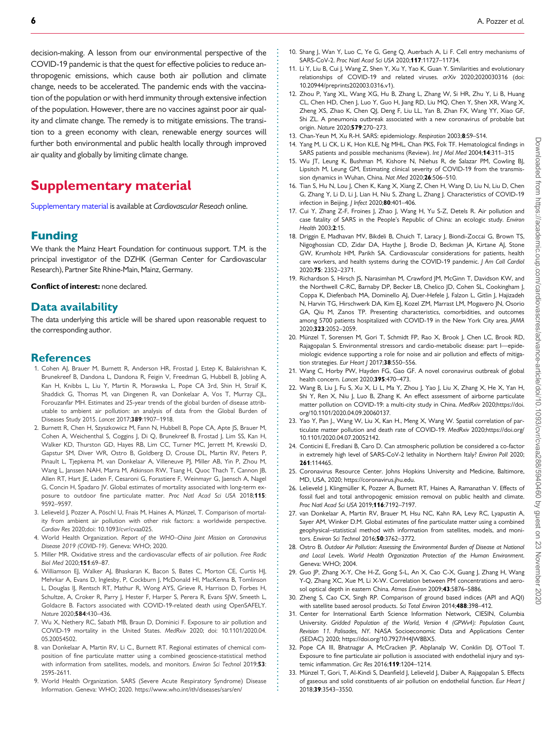decision-making. A lesson from our environmental perspective of the COVID-19 pandemic is that the quest for effective policies to reduce anthropogenic emissions, which cause both air pollution and climate change, needs to be accelerated. The pandemic ends with the vaccination of the population or with herd immunity through extensive infection of the population. However, there are no vaccines against poor air quality and climate change. The remedy is to mitigate emissions. The transition to a green economy with clean, renewable energy sources will further both environmental and public health locally through improved air quality and globally by limiting climate change.

# Supplementary material

Supplementary material is available at *Cardiovascular Reseach* online.

## Funding

We thank the Mainz Heart Foundation for continuous support. T.M. is the principal investigator of the DZHK (German Center for Cardiovascular Research), Partner Site Rhine-Main, Mainz, Germany.

**Conflict of interest:** none declared.

## Data availability

The data underlying this article will be shared upon reasonable request to the corresponding author.

## References

1. Cohen AJ, Brauer M, Burnett R, Anderson HR, Frostad J, Estep K, Balakrishnan K, Brunekreef B, Dandona L, Dandona R, Feigin V, Freedman G, Hubbell B, Jobling A, Kan H, Knibbs L, Liu Y, Martin R, Morawska L, Pope CA 3rd, Shin H, Straif K, Shaddick G, Thomas M, van Dingenen R, van Donkelaar A, Vos T, Murray CJL, Forouzanfar MH. Estimates and 25-year trends of the global burden of disease attributable to ambient air pollution: an analysis of data from the Global Burden of Diseases Study 2015. *Lancet* 2017;**389**:1907–1918.
2. Burnett R, Chen H, Szyszkowicz M, Fann N, Hubbell B, Pope CA, Apte JS, Brauer M, Cohen A, Weichenthal S, Coggins J, Di Q, Brunekreef B, Frostad J, Lim SS, Kan H, Walker KD, Thurston GD, Hayes RB, Lim CC, Turner MC, Jerrett M, Krewski D, Gapstur SM, Diver WR, Ostro B, Goldberg D, Crouse DL, Martin RV, Peters P, Pinault L, Tjepkema M, van Donkelaar A, Villeneuve PJ, Miller AB, Yin P, Zhou M, Wang L, Janssen NAH, Marra M, Atkinson RW, Tsang H, Quoc Thach T, Cannon JB, Allen RT, Hart JE, Laden F, Cesaroni G, Forastiere F, Weinmayr G, Jaensch A, Nagel G, Concin H, Spadaro JV. Global estimates of mortality associated with long-term exposure to outdoor fine particulate matter. *Proc Natl Acad Sci USA* 2018;**115**: 9592–9597.
3. Lelieveld J, Pozzer A, Pöschl U, Fnais M, Haines A, Münzel, T. Comparison of mortality from ambient air pollution with other risk factors: a worldwide perspective. *Cardiov Res* 2020;doi: 10.1093/cvr/cvaa025.
4. World Health Organization. *Report of the WHO–China Joint Mission on Coronavirus Disease 2019 (COVID-19)*. Geneva: WHO; 2020.
5. Miller MR. Oxidative stress and the cardiovascular effects of air pollution. *Free Radic Biol Med* 2020;**151**:69–87.
6. Williamson EJ, Walker AJ, Bhaskaran K, Bacon S, Bates C, Morton CE, Curtis HJ, Mehrkar A, Evans D, Inglesby, P, Cockburn J, McDonald HI, MacKenna B, Tomlinson L, Douglas IJ, Rentsch RT, Mathur R, Wong AYS, Grieve R, Harrison D, Forbes H, Schultze, A, Croker R, Parry J, Hester F, Harper S, Perera R, Evans SJW, Smeeth L, Goldacre B. Factors associated with COVID-19-related death using OpenSAFELY. *Nature* 2020;**584**:430–436.
7. Wu X, Nethery RC, Sabath MB, Braun D, Dominici F. Exposure to air pollution and COVID-19 mortality in the United States. *MedRxiv* 2020; doi: 10.1101/2020.04.05.20054502.
8. van Donkelaar A, Martin RV, Li C., Burnett RT. Regional estimates of chemical composition of fine particulate matter using a combined geoscience-statistical method with information from satellites, models, and monitors. *Environ Sci Technol* 2019;**53**: 2595-2611.
9. World Health Organization. SARS (Severe Acute Respiratory Syndrome) Disease Information. Geneva: WHO; 2020. https://www.who.int/ith/diseases/sars/en/
10. Shang J, Wan Y, Luo C, Ye G, Geng Q, Auerbach A, Li F. Cell entry mechanisms of SARS-CoV-2. *Proc Natl Acad Sci USA* 2020;**117**:11727–11734.
11. Li Y, Liu B, Cui J, Wang Z, Shen Y, Xu Y, Yao K, Guan Y. Similarities and evolutionary relationships of COVID-19 and related viruses. *arXiv* 2020;2020030316 (doi: 10.20944/preprints202003.0316.v1).
12. Zhou P, Yang XL, Wang XG, Hu B, Zhang L, Zhang W, Si HR, Zhu Y, Li B, Huang CL, Chen HD, Chen J, Luo Y, Guo H, Jiang RD, Liu MQ, Chen Y, Shen XR, Wang X, Zheng XS, Zhao K, Chen QJ, Deng F, Liu LL, Yan B, Zhan FX, Wang YY, Xiao GF, Shi ZL. A pneumonia outbreak associated with a new coronavirus of probable bat origin. *Nature* 2020;**579**:270–273.
13. Chan-Yeun M, Xu R-H. SARS: epidemiology. *Respiration* 2003;**8**:S9–S14.
14. Yang M, Li CK, Li K, Hon KLE, Ng MHL, Chan PKS, Fok TF. Hematological findings in SARS patients and possible mechanisms (Review). *Int J Mol Med* 2004;**14**:311–315
15. Wu JT, Leung K, Bushman M, Kishore N, Niehus R, de Salazar PM, Cowling BJ, Lipsitch M, Leung GM, Estimating clinical severity of COVID-19 from the transmission dynamics in Wuhan, China. *Nat Med* 2020;**26**:506–510.
16. Tian S, Hu N, Lou J, Chen K, Kang X, Xiang Z, Chen H, Wang D, Liu N, Liu D, Chen G, Zhang Y, Li D, Li J, Lian H, Niu S, Zhang L, Zhang J. Characteristics of COVID-19 infection in Beijing. *J Infect* 2020;**80**:401–406.
17. Cui Y, Zhang Z-F, Froines J, Zhao J, Wang H, Yu S-Z, Detels R. Air pollution and case fatality of SARS in the People's Republic of China: an ecologic study. *Environ Health* 2003;**2**:15.
18. Driggin E, Madhavan MV, Bikdeli B, Chuich T, Laracy J, Biondi-Zoccai G, Brown TS, Nigoghossian CD, Zidar DA, Haythe J, Brodie D, Beckman JA, Kirtane AJ, Stone GW, Krumholz HM, Parikh SA. Cardiovascular considerations for patients, health care workers, and health systems during the COVID-19 pandemic. *J Am Coll Cardiol* 2020;**75**: 2352–2371.
19. Richardson S, Hirsch JS, Narasimhan M, Crawford JM, McGinn T, Davidson KW, and the Northwell C-RC, Barnaby DP, Becker LB, Chelico JD, Cohen SL, Cookingham J, Coppa K, Diefenbach MA, Dominello AJ, Duer-Hefele J, Falzon L, Gitlin J, Hajizadeh N, Harvin TG, Hirschwerk DA, Kim EJ, Kozel ZM, Marrast LM, Mogavero JN, Osorio GA, Qiu M, Zanos TP. Presenting characteristics, comorbidities, and outcomes among 5700 patients hospitalized with COVID-19 in the New York City area. *JAMA* 2020;**323**:2052–2059.
20. Münzel T, Sorensen M, Gori T, Schmidt FP, Rao X, Brook J, Chen LC, Brook RD, Rajagopalan S. Environmental stressors and cardio-metabolic disease: part I—epidemiologic evidence supporting a role for noise and air pollution and effects of mitigation strategies. *Eur Heart J* 2017;**38**:550–556.
21. Wang C, Horby PW, Hayden FG, Gao GF. A novel coronavirus outbreak of global health concern. *Lancet* 2020;**395**:470–473.
22. Wang B, Liu J, Fu S, Xu X, Li L, Ma Y, Zhou J, Yao J, Liu X, Zhang X, He X, Yan H, Shi Y, Ren X, Niu J, Luo B, Zhang K. An effect assessment of airborne particulate matter pollution on COVID-19: a multi-city study in China. *MedRxiv* 2020;https://doi.org/10.1101/2020.04.09.20060137.
23. Yao Y, Pan J., Wang W, Liu X, Kan H., Meng X, Wang W. Spatial correlation of particulate matter pollution and death rate of COVID-19. *MedRxiv* 2020;https://doi.org/10.1101/2020.04.07.20052142.
24. Conticini E, Frediani B, Caro D. Can atmospheric pollution be considered a co-factor in extremely high level of SARS-CoV-2 lethality in Northern Italy? *Environ Poll* 2020; **261**:114465.
25. Coronavirus Resource Center. Johns Hopkins University and Medicine, Baltimore, MD, USA, 2020; https://coronavirus.jhu.edu.
26. Lelieveld J, Klingmüller K, Pozzer A, Burnett RT, Haines A, Ramanathan V. Effects of fossil fuel and total anthropogenic emission removal on public health and climate. *Proc Natl Acad Sci USA* 2019;**116**:7192–7197.
27. van Donkelaar A, Martin RV, Brauer M, Hsu NC, Kahn RA, Levy RC, Lyapustin A, Sayer AM, Winker D.M. Global estimates of fine particulate matter using a combined geophysical–statistical method with information from satellites, models, and monitors. *Environ Sci Technol* 2016;**50**:3762–3772.
28. Ostro B. *Outdoor Air Pollution: Assessing the Environmental Burden of Disease at National and Local Levels. World Health Organization Protection of the Human Environment.* Geneva: WHO; 2004.
29. Guo JP, Zhang X-Y, Che H-Z, Gong S-L, An X, Cao C-X, Guang J, Zhang H, Wang Y-Q, Zhang XC, Xue M, Li X-W. Correlation between PM concentrations and aerosol optical depth in eastern China. *Atmos Environ* 2009;**43**:5876–5886.
30. Zheng S, Cao CX, Singh RP. Comparison of ground based indices (API and AQI) with satellite based aerosol products. *Sci Total Environ* 2014;**488**:398–412.
31. Center for International Earth Science Information Network, CIESIN, Columbia University. *Gridded Population of the World, Version 4 (GPWv4): Population Count, Revision 11. Palisades, NY.* NASA Socioeconomic Data and Applications Center (SEDAC) 2020; https://doi.org/10.7927/H4JW8BX5.
32. Pope CA III, Bhatnagar A, McCracken JP, Abplanalp W, Conklin DJ, O'Tool T. Exposure to fine particulate air pollution is associated with endothelial injury and systemic inflammation. *Circ Res* 2016;**119**:1204–1214.
33. Münzel T, Gori T, Al-Kindi S, Deanfield J, Lelieveld J, Daiber A, Rajagopalan S. Effects of gaseous and solid constituents of air pollution on endothelial function. *Eur Heart J* 2018;**39**:3543–3550.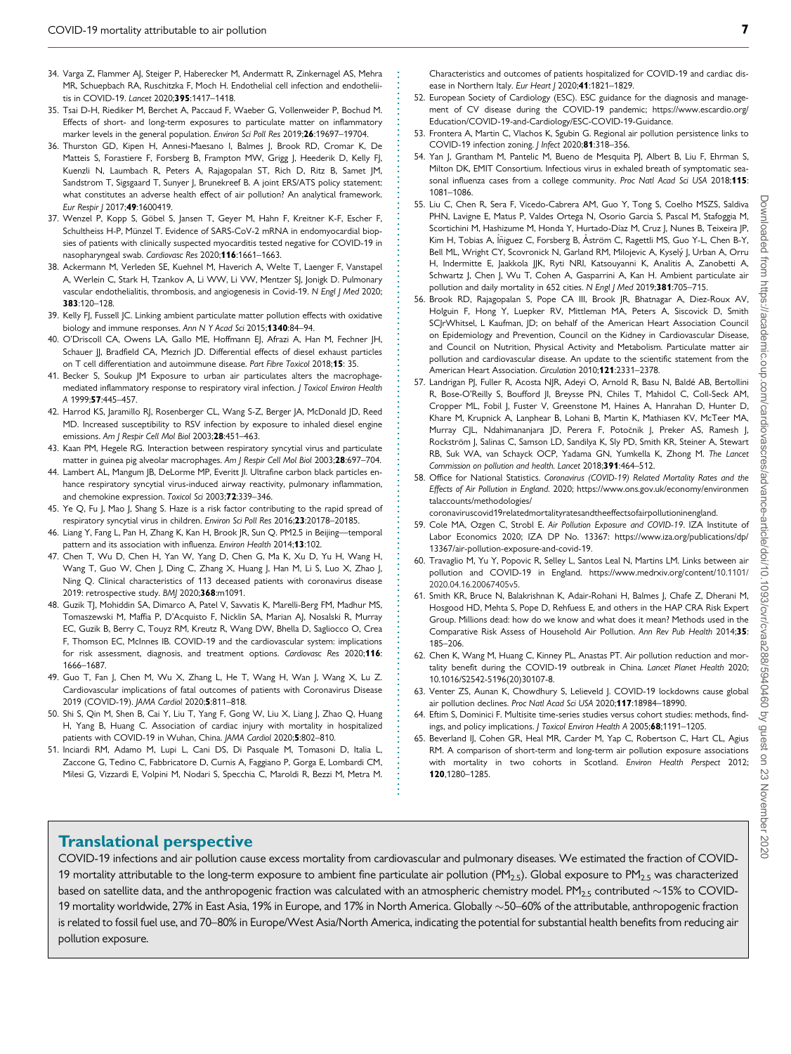34. Varga Z, Flammer AJ, Steiger P, Haberecker M, Andermatt R, Zinkernagel AS, Mehra MR, Schuepbach RA, Ruschitzka F, Moch H. Endothelial cell infection and endotheliitis in COVID-19. *Lancet* 2020;**395**:1417–1418.
35. Tsai D-H, Riediker M, Berchet A, Paccaud F, Waeber G, Vollenweider P, Bochud M. Effects of short- and long-term exposures to particulate matter on inflammatory marker levels in the general population. *Environ Sci Poll Res* 2019;**26**:19697–19704.
36. Thurston GD, Kipen H, Annesi-Maesano I, Balmes J, Brook RD, Cromar K, De Matteis S, Forastiere F, Forsberg B, Frampton MW, Grigg J, Heederik D, Kelly FJ, Kuenzli N, Laumbach R, Peters A, Rajagopalan ST, Rich D, Ritz B, Samet JM, Sandstrom T, Sigsgaard T, Sunyer J, Brunekreef B. A joint ERS/ATS policy statement: what constitutes an adverse health effect of air pollution? An analytical framework. *Eur Respir J* 2017;**49**:1600419.
37. Wenzel P, Kopp S, Göbel S, Jansen T, Geyer M, Hahn F, Kreitner K-F, Escher F, Schultheiss H-P, Münzel T. Evidence of SARS-CoV-2 mRNA in endomyocardial biopsies of patients with clinically suspected myocarditis tested negative for COVID-19 in nasopharyngeal swab. *Cardiovasc Res* 2020;**116**:1661–1663.
38. Ackermann M, Verleden SE, Kuehnel M, Haverich A, Welte T, Laenger F, Vanstapel A, Werlein C, Stark H, Tzankov A, Li WW, Li VW, Mentzer SJ, Jonigk D. Pulmonary vascular endothelialitis, thrombosis, and angiogenesis in Covid-19. *N Engl J Med* 2020; **383**:120–128.
39. Kelly FJ, Fussell JC. Linking ambient particulate matter pollution effects with oxidative biology and immune responses. *Ann N Y Acad Sci* 2015;**1340**:84–94.
40. O'Driscoll CA, Owens LA, Gallo ME, Hoffmann EJ, Afrazi A, Han M, Fechner JH, Schauer JJ, Bradfield CA, Mezrich JD. Differential effects of diesel exhaust particles on T cell differentiation and autoimmune disease. *Part Fibre Toxicol* 2018;**15**: 35.
41. Becker S, Soukup JM Exposure to urban air particulates alters the macrophage-mediated inflammatory response to respiratory viral infection. *J Toxicol Environ Health A* 1999;**57**:445–457.
42. Harrod KS, Jaramillo RJ, Rosenberger CL, Wang S-Z, Berger JA, McDonald JD, Reed MD. Increased susceptibility to RSV infection by exposure to inhaled diesel engine emissions. *Am J Respir Cell Mol Biol* 2003;**28**:451–463.
43. Kaan PM, Hegele RG. Interaction between respiratory syncytial virus and particulate matter in guinea pig alveolar macrophages. *Am J Respir Cell Mol Biol* 2003;**28**:697–704.
44. Lambert AL, Mangum JB, DeLorme MP, Everitt JI. Ultrafine carbon black particles enhance respiratory syncytial virus-induced airway reactivity, pulmonary inflammation, and chemokine expression. *Toxicol Sci* 2003;**72**:339–346.
45. Ye Q, Fu J, Mao J, Shang S. Haze is a risk factor contributing to the rapid spread of respiratory syncytial virus in children. *Environ Sci Poll Res* 2016;**23**:20178–20185.
46. Liang Y, Fang L, Pan H, Zhang K, Kan H, Brook JR, Sun Q. PM2.5 in Beijing—temporal pattern and its association with influenza. *Environ Health* 2014;**13**:102.
47. Chen T, Wu D, Chen H, Yan W, Yang D, Chen G, Ma K, Xu D, Yu H, Wang H, Wang T, Guo W, Chen J, Ding C, Zhang X, Huang J, Han M, Li S, Luo X, Zhao J, Ning Q. Clinical characteristics of 113 deceased patients with coronavirus disease 2019: retrospective study. *BMJ* 2020;**368**:m1091.
48. Guzik TJ, Mohiddin SA, Dimarco A, Patel V, Savvatis K, Marelli-Berg FM, Madhur MS, Tomaszewski M, Maffia P, D'Acquisto F, Nicklin SA, Marian AJ, Nosalski R, Murray EC, Guzik B, Berry C, Touyz RM, Kreutz R, Wang DW, Bhella D, Sagliocco O, Crea F, Thomson EC, McInnes IB. COVID-19 and the cardiovascular system: implications for risk assessment, diagnosis, and treatment options. *Cardiovasc Res* 2020;**116**: 1666–1687.
49. Guo T, Fan J, Chen M, Wu X, Zhang L, He T, Wang H, Wan J, Wang X, Lu Z. Cardiovascular implications of fatal outcomes of patients with Coronavirus Disease 2019 (COVID-19). *JAMA Cardiol* 2020;**5**:811–818.
50. Shi S, Qin M, Shen B, Cai Y, Liu T, Yang F, Gong W, Liu X, Liang J, Zhao Q, Huang H, Yang B, Huang C. Association of cardiac injury with mortality in hospitalized patients with COVID-19 in Wuhan, China. *JAMA Cardiol* 2020;**5**:802–810.
51. Inciardi RM, Adamo M, Lupi L, Cani DS, Di Pasquale M, Tomasoni D, Italia L, Zaccone G, Tedino C, Fabbricatore D, Curnis A, Faggiano P, Gorga E, Lombardi CM, Milesi G, Vizzardi E, Volpini M, Nodari S, Specchia C, Maroldi R, Bezzi M, Metra M. Characteristics and outcomes of patients hospitalized for COVID-19 and cardiac disease in Northern Italy. *Eur Heart J* 2020;**41**:1821–1829.
52. European Society of Cardiology (ESC). ESC guidance for the diagnosis and management of CV disease during the COVID-19 pandemic; https://www.escardio.org/Education/COVID-19-and-Cardiology/ESC-COVID-19-Guidance.
53. Frontera A, Martin C, Vlachos K, Sgubin G. Regional air pollution persistence links to COVID-19 infection zoning. *J Infect* 2020;**81**:318–356.
54. Yan J, Grantham M, Pantelic M, Bueno de Mesquita PJ, Albert B, Liu F, Ehrman S, Milton DK, EMIT Consortium. Infectious virus in exhaled breath of symptomatic seasonal influenza cases from a college community. *Proc Natl Acad Sci USA* 2018;**115**: 1081–1086.
55. Liu C, Chen R, Sera F, Vicedo-Cabrera AM, Guo Y, Tong S, Coelho MSZS, Saldiva PHN, Lavigne E, Matus P, Valdes Ortega N, Osorio Garcia S, Pascal M, Stafoggia M, Scortichini M, Hashizume M, Honda Y, Hurtado-Díaz M, Cruz J, Nunes B, Teixeira JP, Kim H, Tobias A, Íñiguez C, Forsberg B, Åström C, Ragettli MS, Guo Y-L, Chen B-Y, Bell ML, Wright CY, Scovronick N, Garland RM, Milojevic A, Kyselý J, Urban A, Orru H, Indermitte E, Jaakkola JJK, Ryti NRI, Katsouyanni K, Analitis A, Zanobetti A, Schwartz J, Chen J, Wu T, Cohen A, Gasparrini A, Kan H. Ambient particulate air pollution and daily mortality in 652 cities. *N Engl J Med* 2019;**381**:705–715.
56. Brook RD, Rajagopalan S, Pope CA III, Brook JR, Bhatnagar A, Diez-Roux AV, Holguin F, Hong Y, Luepker RV, Mittleman MA, Peters A, Siscovick D, Smith SCJrWhitsel, L Kaufman, JD; on behalf of the American Heart Association Council on Epidemiology and Prevention, Council on the Kidney in Cardiovascular Disease, and Council on Nutrition, Physical Activity and Metabolism. Particulate matter air pollution and cardiovascular disease. An update to the scientific statement from the American Heart Association. *Circulation* 2010;**121**:2331–2378.
57. Landrigan PJ, Fuller R, Acosta NJR, Adeyi O, Arnold R, Basu N, Baldé AB, Bertollini R, Bose-O'Reilly S, Boufford JI, Breysse PN, Chiles T, Mahidol C, Coll-Seck AM, Cropper ML, Fobil J, Fuster V, Greenstone M, Haines A, Hanrahan D, Hunter D, Khare M, Krupnick A, Lanphear B, Lohani B, Martin K, Mathiasen KV, McTeer MA, Murray CJL, Ndahimananjara JD, Perera F, Potočnik J, Preker AS, Ramesh J, Rockström J, Salinas C, Samson LD, Sandilya K, Sly PD, Smith KR, Steiner A, Stewart RB, Suk WA, van Schayck OCP, Yadama GN, Yumkella K, Zhong M. *The Lancet Commission on pollution and health. Lancet* 2018;**391**:464–512.
58. Office for National Statistics. *Coronavirus (COVID-19) Related Mortality Rates and the Effects of Air Pollution in England*. 2020; https://www.ons.gov.uk/economy/environmentalaccounts/methodologies/coronaviruscovid19relatedmortalityratesandtheeffectsofairpollutioninengland.
59. Cole MA, Ozgen C, Strobl E. *Air Pollution Exposure and COVID-19*. IZA Institute of Labor Economics 2020; IZA DP No. 13367: https://www.iza.org/publications/dp/13367/air-pollution-exposure-and-covid-19.
60. Travaglio M, Yu Y, Popovic R, Selley L, Santos Leal N, Martins LM. Links between air pollution and COVID-19 in England. https://www.medrxiv.org/content/10.1101/2020.04.16.20067405v5.
61. Smith KR, Bruce N, Balakrishnan K, Adair-Rohani H, Balmes J, Chafe Z, Dherani M, Hosgood HD, Mehta S, Pope D, Rehfuess E, and others in the HAP CRA Risk Expert Group. Millions dead: how do we know and what does it mean? Methods used in the Comparative Risk Assess of Household Air Pollution. *Ann Rev Pub Health* 2014;**35**: 185–206.
62. Chen K, Wang M, Huang C, Kinney PL, Anastas PT. Air pollution reduction and mortality benefit during the COVID-19 outbreak in China. *Lancet Planet Health* 2020; 10.1016/S2542-5196(20)30107-8.
63. Venter ZS, Aunan K, Chowdhury S, Lelieveld J. COVID-19 lockdowns cause global air pollution declines. *Proc Natl Acad Sci USA* 2020;**117**:18984–18990.
64. Eftim S, Dominici F. Multisite time-series studies versus cohort studies: methods, findings, and policy implications. *J Toxicol Environ Health A* 2005;**68**;1191–1205.
65. Beverland IJ, Cohen GR, Heal MR, Carder M, Yap C, Robertson C, Hart CL, Agius RM. A comparison of short-term and long-term air pollution exposure associations with mortality in two cohorts in Scotland. *Environ Health Perspect* 2012; **120**,1280–1285.

## Translational perspective

COVID-19 infections and air pollution cause excess mortality from cardiovascular and pulmonary diseases. We estimated the fraction of COVID-19 mortality attributable to the long-term exposure to ambient fine particulate air pollution ($PM_{2.5}$). Global exposure to $PM_{2.5}$ was characterized based on satellite data, and the anthropogenic fraction was calculated with an atmospheric chemistry model. $PM_{2.5}$ contributed ~15% to COVID-19 mortality worldwide, 27% in East Asia, 19% in Europe, and 17% in North America. Globally ~50–60% of the attributable, anthropogenic fraction is related to fossil fuel use, and 70–80% in Europe/West Asia/North America, indicating the potential for substantial health benefits from reducing air pollution exposure.